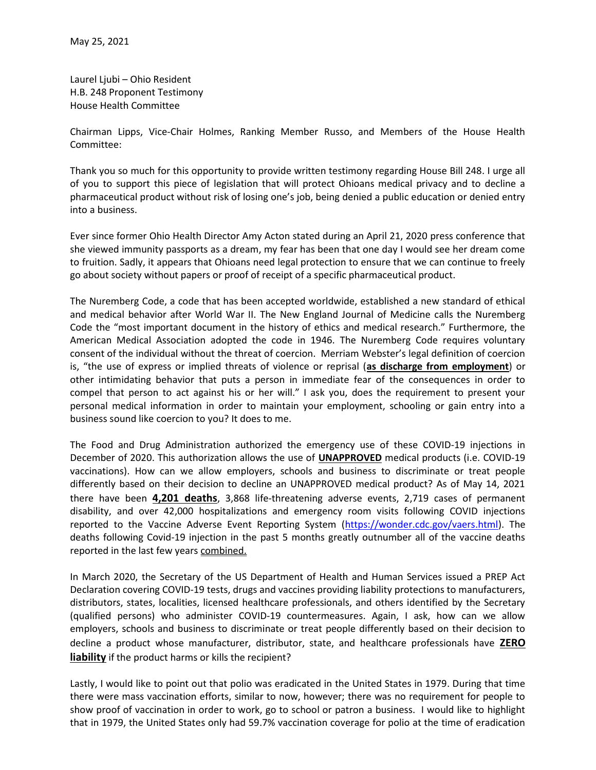May 25, 2021

Laurel Ljubi – Ohio Resident
H.B. 248 Proponent Testimony
House Health Committee

Chairman Lipps, Vice-Chair Holmes, Ranking Member Russo, and Members of the House Health Committee:

Thank you so much for this opportunity to provide written testimony regarding House Bill 248. I urge all of you to support this piece of legislation that will protect Ohioans medical privacy and to decline a pharmaceutical product without risk of losing one's job, being denied a public education or denied entry into a business.

Ever since former Ohio Health Director Amy Acton stated during an April 21, 2020 press conference that she viewed immunity passports as a dream, my fear has been that one day I would see her dream come to fruition. Sadly, it appears that Ohioans need legal protection to ensure that we can continue to freely go about society without papers or proof of receipt of a specific pharmaceutical product.

The Nuremberg Code, a code that has been accepted worldwide, established a new standard of ethical and medical behavior after World War II. The New England Journal of Medicine calls the Nuremberg Code the "most important document in the history of ethics and medical research." Furthermore, the American Medical Association adopted the code in 1946. The Nuremberg Code requires voluntary consent of the individual without the threat of coercion. Merriam Webster's legal definition of coercion is, "the use of express or implied threats of violence or reprisal (**as discharge from employment**) or other intimidating behavior that puts a person in immediate fear of the consequences in order to compel that person to act against his or her will." I ask you, does the requirement to present your personal medical information in order to maintain your employment, schooling or gain entry into a business sound like coercion to you? It does to me.

The Food and Drug Administration authorized the emergency use of these COVID-19 injections in December of 2020. This authorization allows the use of **UNAPPROVED** medical products (i.e. COVID-19 vaccinations). How can we allow employers, schools and business to discriminate or treat people differently based on their decision to decline an UNAPPROVED medical product? As of May 14, 2021 there have been **4,201 deaths**, 3,868 life-threatening adverse events, 2,719 cases of permanent disability, and over 42,000 hospitalizations and emergency room visits following COVID injections reported to the Vaccine Adverse Event Reporting System (https://wonder.cdc.gov/vaers.html). The deaths following Covid-19 injection in the past 5 months greatly outnumber all of the vaccine deaths reported in the last few years combined.

In March 2020, the Secretary of the US Department of Health and Human Services issued a PREP Act Declaration covering COVID-19 tests, drugs and vaccines providing liability protections to manufacturers, distributors, states, localities, licensed healthcare professionals, and others identified by the Secretary (qualified persons) who administer COVID-19 countermeasures. Again, I ask, how can we allow employers, schools and business to discriminate or treat people differently based on their decision to decline a product whose manufacturer, distributor, state, and healthcare professionals have **ZERO liability** if the product harms or kills the recipient?

Lastly, I would like to point out that polio was eradicated in the United States in 1979. During that time there were mass vaccination efforts, similar to now, however; there was no requirement for people to show proof of vaccination in order to work, go to school or patron a business. I would like to highlight that in 1979, the United States only had 59.7% vaccination coverage for polio at the time of eradication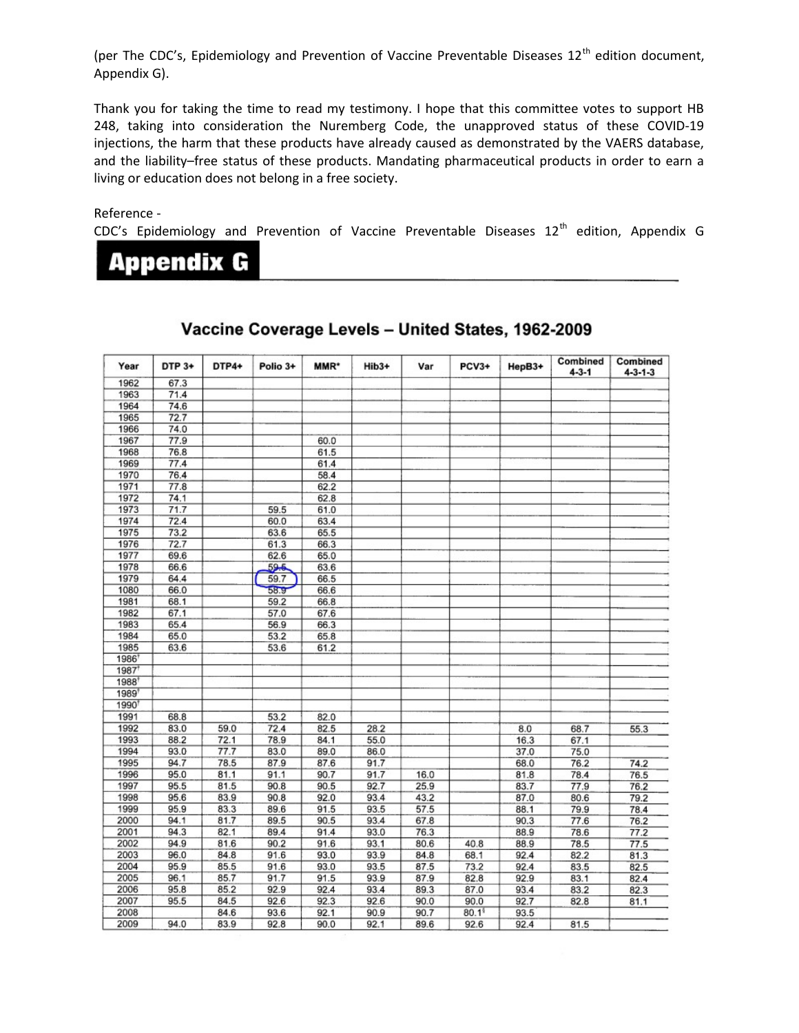(per The CDC's, Epidemiology and Prevention of Vaccine Preventable Diseases 12th edition document, Appendix G).

Thank you for taking the time to read my testimony. I hope that this committee votes to support HB 248, taking into consideration the Nuremberg Code, the unapproved status of these COVID-19 injections, the harm that these products have already caused as demonstrated by the VAERS database, and the liability–free status of these products. Mandating pharmaceutical products in order to earn a living or education does not belong in a free society.

Reference -
CDC's Epidemiology and Prevention of Vaccine Preventable Diseases 12th edition, Appendix G

# Appendix G

## Vaccine Coverage Levels – United States, 1962-2009

| Year | DTP 3+ | DTP4+ | Polio 3+ | MMR* | Hib3+ | Var | PCV3+ | HepB3+ | Combined 4-3-1 | Combined 4-3-1-3 |
|---|---|---|---|---|---|---|---|---|---|---|
| 1962 | 67.3 | | | | | | | | | |
| 1963 | 71.4 | | | | | | | | | |
| 1964 | 74.6 | | | | | | | | | |
| 1965 | 72.7 | | | | | | | | | |
| 1966 | 74.0 | | | | | | | | | |
| 1967 | 77.9 | | | 60.0 | | | | | | |
| 1968 | 76.8 | | | 61.5 | | | | | | |
| 1969 | 77.4 | | | 61.4 | | | | | | |
| 1970 | 76.4 | | | 58.4 | | | | | | |
| 1971 | 77.8 | | | 62.2 | | | | | | |
| 1972 | 74.1 | | | 62.8 | | | | | | |
| 1973 | 71.7 | | 59.5 | 61.0 | | | | | | |
| 1974 | 72.4 | | 60.0 | 63.4 | | | | | | |
| 1975 | 73.2 | | 63.6 | 65.5 | | | | | | |
| 1976 | 72.7 | | 61.3 | 66.3 | | | | | | |
| 1977 | 69.6 | | 62.6 | 65.0 | | | | | | |
| 1978 | 66.6 | | 59.5 | 63.6 | | | | | | |
| 1979 | 64.4 | | 59.7 | 66.5 | | | | | | |
| 1080 | 66.0 | | 58.9 | 66.6 | | | | | | |
| 1981 | 68.1 | | 59.2 | 66.8 | | | | | | |
| 1982 | 67.1 | | 57.0 | 67.6 | | | | | | |
| 1983 | 65.4 | | 56.9 | 66.3 | | | | | | |
| 1984 | 65.0 | | 53.2 | 65.8 | | | | | | |
| 1985 | 63.6 | | 53.6 | 61.2 | | | | | | |
| 1986† | | | | | | | | | | |
| 1987† | | | | | | | | | | |
| 1988† | | | | | | | | | | |
| 1989† | | | | | | | | | | |
| 1990† | | | | | | | | | | |
| 1991 | 68.8 | | 53.2 | 82.0 | | | | | | |
| 1992 | 83.0 | 59.0 | 72.4 | 82.5 | 28.2 | | | 8.0 | 68.7 | 55.3 |
| 1993 | 88.2 | 72.1 | 78.9 | 84.1 | 55.0 | | | 16.3 | 67.1 | |
| 1994 | 93.0 | 77.7 | 83.0 | 89.0 | 86.0 | | | 37.0 | 75.0 | |
| 1995 | 94.7 | 78.5 | 87.9 | 87.6 | 91.7 | | | 68.0 | 76.2 | 74.2 |
| 1996 | 95.0 | 81.1 | 91.1 | 90.7 | 91.7 | 16.0 | | 81.8 | 78.4 | 76.5 |
| 1997 | 95.5 | 81.5 | 90.8 | 90.5 | 92.7 | 25.9 | | 83.7 | 77.9 | 76.2 |
| 1998 | 95.6 | 83.9 | 90.8 | 92.0 | 93.4 | 43.2 | | 87.0 | 80.6 | 79.2 |
| 1999 | 95.9 | 83.3 | 89.6 | 91.5 | 93.5 | 57.5 | | 88.1 | 79.9 | 78.4 |
| 2000 | 94.1 | 81.7 | 89.5 | 90.5 | 93.4 | 67.8 | | 90.3 | 77.6 | 76.2 |
| 2001 | 94.3 | 82.1 | 89.4 | 91.4 | 93.0 | 76.3 | | 88.9 | 78.6 | 77.2 |
| 2002 | 94.9 | 81.6 | 90.2 | 91.6 | 93.1 | 80.6 | 40.8 | 88.9 | 78.5 | 77.5 |
| 2003 | 96.0 | 84.8 | 91.6 | 93.0 | 93.9 | 84.8 | 68.1 | 92.4 | 82.2 | 81.3 |
| 2004 | 95.9 | 85.5 | 91.6 | 93.0 | 93.5 | 87.5 | 73.2 | 92.4 | 83.5 | 82.5 |
| 2005 | 96.1 | 85.7 | 91.7 | 91.5 | 93.9 | 87.9 | 82.8 | 92.9 | 83.1 | 82.4 |
| 2006 | 95.8 | 85.2 | 92.9 | 92.4 | 93.4 | 89.3 | 87.0 | 93.4 | 83.2 | 82.3 |
| 2007 | 95.5 | 84.5 | 92.6 | 92.3 | 92.6 | 90.0 | 90.0 | 92.7 | 82.8 | 81.1 |
| 2008 | | 84.6 | 93.6 | 92.1 | 90.9 | 90.7 | 80.1§ | 93.5 | | |
| 2009 | 94.0 | 83.9 | 92.8 | 90.0 | 92.1 | 89.6 | 92.6 | 92.4 | 81.5 | |